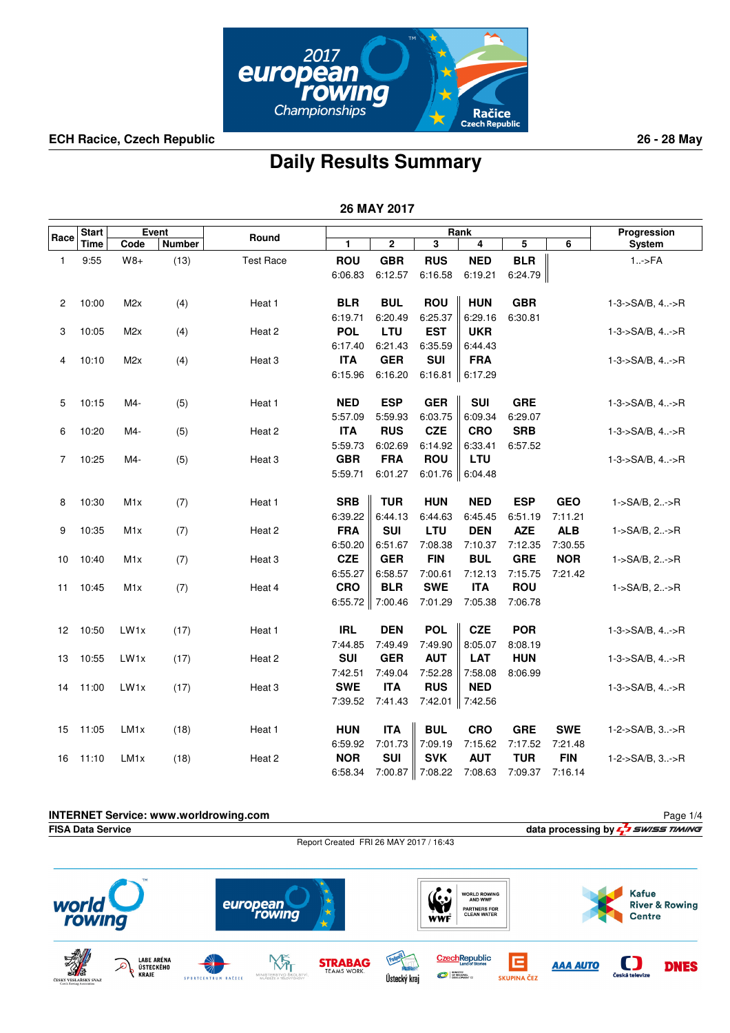ECH Racice, Czech Republic — 26 - 28 May

# Daily Results Summary

## 26 MAY 2017

| Race | Start Time | Event Code | Event Number | Round | Rank 1 | Rank 2 | Rank 3 | Rank 4 | Rank 5 | Rank 6 | Progression System |
|---|---|---|---|---|---|---|---|---|---|---|---|
| 1 | 9:55 | W8+ | (13) | Test Race | ROU 6:06.83 | GBR 6:12.57 | RUS 6:16.58 | NED 6:19.21 | BLR 6:24.79 | | 1..->FA |
| 2 | 10:00 | M2x | (4) | Heat 1 | BLR 6:19.71 | BUL 6:20.49 | ROU 6:25.37 | HUN 6:29.16 | GBR 6:30.81 | | 1-3->SA/B, 4..->R |
| 3 | 10:05 | M2x | (4) | Heat 2 | POL 6:17.40 | LTU 6:21.43 | EST 6:35.59 | UKR 6:44.43 | | | 1-3->SA/B, 4..->R |
| 4 | 10:10 | M2x | (4) | Heat 3 | ITA 6:15.96 | GER 6:16.20 | SUI 6:16.81 | FRA 6:17.29 | | | 1-3->SA/B, 4..->R |
| 5 | 10:15 | M4- | (5) | Heat 1 | NED 5:57.09 | ESP 5:59.93 | GER 6:03.75 | SUI 6:09.34 | GRE 6:29.07 | | 1-3->SA/B, 4..->R |
| 6 | 10:20 | M4- | (5) | Heat 2 | ITA 5:59.73 | RUS 6:02.69 | CZE 6:14.92 | CRO 6:33.41 | SRB 6:57.52 | | 1-3->SA/B, 4..->R |
| 7 | 10:25 | M4- | (5) | Heat 3 | GBR 5:59.71 | FRA 6:01.27 | ROU 6:01.76 | LTU 6:04.48 | | | 1-3->SA/B, 4..->R |
| 8 | 10:30 | M1x | (7) | Heat 1 | SRB 6:39.22 | TUR 6:44.13 | HUN 6:44.63 | NED 6:45.45 | ESP 6:51.19 | GEO 7:11.21 | 1->SA/B, 2..->R |
| 9 | 10:35 | M1x | (7) | Heat 2 | FRA 6:50.20 | SUI 6:51.67 | LTU 7:08.38 | DEN 7:10.37 | AZE 7:12.35 | ALB 7:30.55 | 1->SA/B, 2..->R |
| 10 | 10:40 | M1x | (7) | Heat 3 | CZE 6:55.27 | GER 6:58.57 | FIN 7:00.61 | BUL 7:12.13 | GRE 7:15.75 | NOR 7:21.42 | 1->SA/B, 2..->R |
| 11 | 10:45 | M1x | (7) | Heat 4 | CRO 6:55.72 | BLR 7:00.46 | SWE 7:01.29 | ITA 7:05.38 | ROU 7:06.78 | | 1->SA/B, 2..->R |
| 12 | 10:50 | LW1x | (17) | Heat 1 | IRL 7:44.85 | DEN 7:49.49 | POL 7:49.90 | CZE 8:05.07 | POR 8:08.19 | | 1-3->SA/B, 4..->R |
| 13 | 10:55 | LW1x | (17) | Heat 2 | SUI 7:42.51 | GER 7:49.04 | AUT 7:52.28 | LAT 7:58.08 | HUN 8:06.99 | | 1-3->SA/B, 4..->R |
| 14 | 11:00 | LW1x | (17) | Heat 3 | SWE 7:39.52 | ITA 7:41.43 | RUS 7:42.01 | NED 7:42.56 | | | 1-3->SA/B, 4..->R |
| 15 | 11:05 | LM1x | (18) | Heat 1 | HUN 6:59.92 | ITA 7:01.73 | BUL 7:09.19 | CRO 7:15.62 | GRE 7:17.52 | SWE 7:21.48 | 1-2->SA/B, 3..->R |
| 16 | 11:10 | LM1x | (18) | Heat 2 | NOR 6:58.34 | SUI 7:00.87 | SVK 7:08.22 | AUT 7:08.63 | TUR 7:09.37 | FIN 7:16.14 | 1-2->SA/B, 3..->R |

INTERNET Service: www.worldrowing.com

FISA Data Service — data processing by SWISS TIMING

Report Created FRI 26 MAY 2017 / 16:43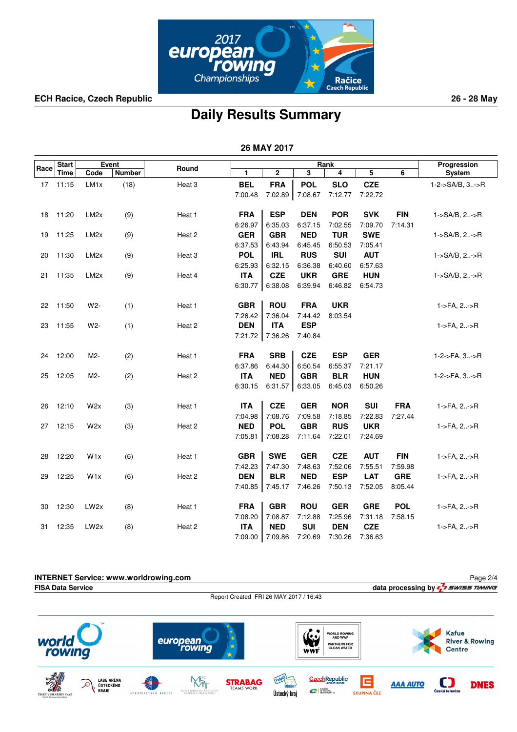ECH Racice, Czech Republic

26 - 28 May

# Daily Results Summary

## 26 MAY 2017

| Race | Start Time | Event Code | Event Number | Round | Rank 1 | Rank 2 | Rank 3 | Rank 4 | Rank 5 | Rank 6 | Progression System |
|---|---|---|---|---|---|---|---|---|---|---|---|
| 17 | 11:15 | LM1x | (18) | Heat 3 | BEL 7:00.48 | FRA 7:02.89 | POL 7:08.67 | SLO 7:12.77 | CZE 7:22.72 | | 1-2->SA/B, 3..->R |
| 18 | 11:20 | LM2x | (9) | Heat 1 | FRA 6:26.97 | ESP 6:35.03 | DEN 6:37.15 | POR 7:02.55 | SVK 7:09.70 | FIN 7:14.31 | 1->SA/B, 2..->R |
| 19 | 11:25 | LM2x | (9) | Heat 2 | GER 6:37.53 | GBR 6:43.94 | NED 6:45.45 | TUR 6:50.53 | SWE 7:05.41 | | 1->SA/B, 2..->R |
| 20 | 11:30 | LM2x | (9) | Heat 3 | POL 6:25.93 | IRL 6:32.15 | RUS 6:36.38 | SUI 6:40.60 | AUT 6:57.63 | | 1->SA/B, 2..->R |
| 21 | 11:35 | LM2x | (9) | Heat 4 | ITA 6:30.77 | CZE 6:38.08 | UKR 6:39.94 | GRE 6:46.82 | HUN 6:54.73 | | 1->SA/B, 2..->R |
| 22 | 11:50 | W2- | (1) | Heat 1 | GBR 7:26.42 | ROU 7:36.04 | FRA 7:44.42 | UKR 8:03.54 | | | 1->FA, 2..->R |
| 23 | 11:55 | W2- | (1) | Heat 2 | DEN 7:21.72 | ITA 7:36.26 | ESP 7:40.84 | | | | 1->FA, 2..->R |
| 24 | 12:00 | M2- | (2) | Heat 1 | FRA 6:37.86 | SRB 6:44.30 | CZE 6:50.54 | ESP 6:55.37 | GER 7:21.17 | | 1-2->FA, 3..->R |
| 25 | 12:05 | M2- | (2) | Heat 2 | ITA 6:30.15 | NED 6:31.57 | GBR 6:33.05 | BLR 6:45.03 | HUN 6:50.26 | | 1-2->FA, 3..->R |
| 26 | 12:10 | W2x | (3) | Heat 1 | ITA 7:04.98 | CZE 7:08.76 | GER 7:09.58 | NOR 7:18.85 | SUI 7:22.83 | FRA 7:27.44 | 1->FA, 2..->R |
| 27 | 12:15 | W2x | (3) | Heat 2 | NED 7:05.81 | POL 7:08.28 | GBR 7:11.64 | RUS 7:22.01 | UKR 7:24.69 | | 1->FA, 2..->R |
| 28 | 12:20 | W1x | (6) | Heat 1 | GBR 7:42.23 | SWE 7:47.30 | GER 7:48.63 | CZE 7:52.06 | AUT 7:55.51 | FIN 7:59.98 | 1->FA, 2..->R |
| 29 | 12:25 | W1x | (6) | Heat 2 | DEN 7:40.85 | BLR 7:45.17 | NED 7:46.26 | ESP 7:50.13 | LAT 7:52.05 | GRE 8:05.44 | 1->FA, 2..->R |
| 30 | 12:30 | LW2x | (8) | Heat 1 | FRA 7:08.20 | GBR 7:08.87 | ROU 7:12.88 | GER 7:25.96 | GRE 7:31.18 | POL 7:58.15 | 1->FA, 2..->R |
| 31 | 12:35 | LW2x | (8) | Heat 2 | ITA 7:09.00 | NED 7:09.86 | SUI 7:20.69 | DEN 7:30.26 | CZE 7:36.63 | | 1->FA, 2..->R |

INTERNET Service: www.worldrowing.com

FISA Data Service

data processing by SWISS TIMING

Report Created FRI 26 MAY 2017 / 16:43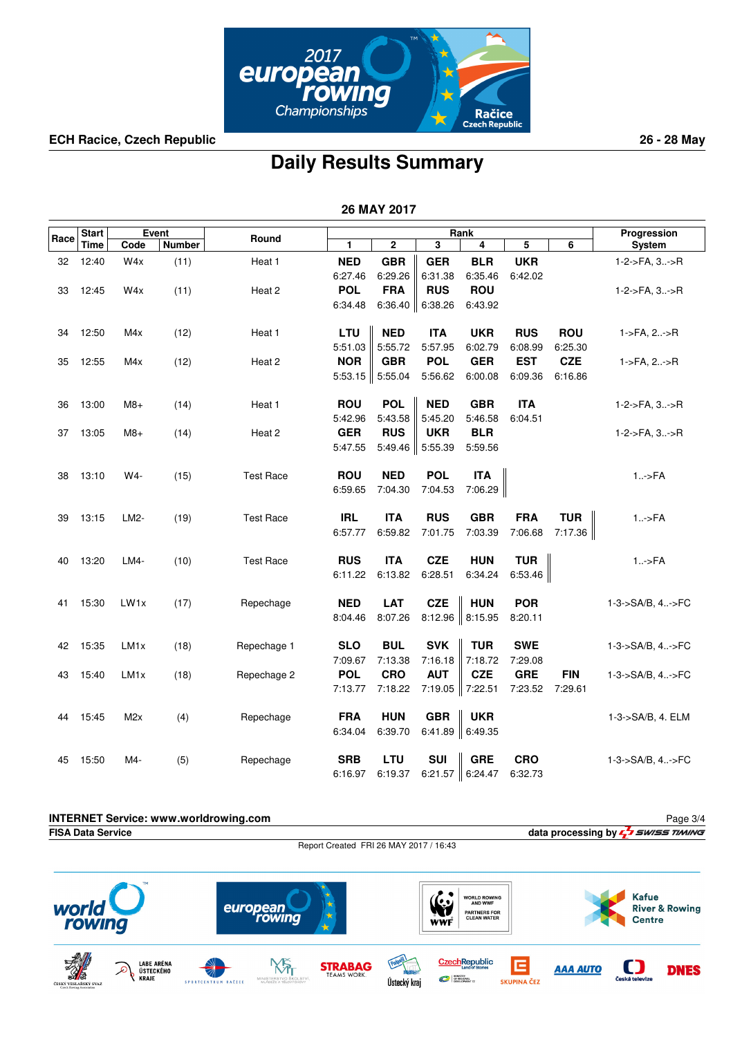ECH Racice, Czech Republic

26 - 28 May

# Daily Results Summary

## 26 MAY 2017

| Race | Start Time | Event Code | Event Number | Round | Rank 1 | Rank 2 | Rank 3 | Rank 4 | Rank 5 | Rank 6 | Progression System |
|---|---|---|---|---|---|---|---|---|---|---|---|
| 32 | 12:40 | W4x | (11) | Heat 1 | **NED** 6:27.46 | **GBR** 6:29.26 | **GER** 6:31.38 | **BLR** 6:35.46 | **UKR** 6:42.02 | | 1-2->FA, 3..->R |
| 33 | 12:45 | W4x | (11) | Heat 2 | **POL** 6:34.48 | **FRA** 6:36.40 | **RUS** 6:38.26 | **ROU** 6:43.92 | | | 1-2->FA, 3..->R |
| 34 | 12:50 | M4x | (12) | Heat 1 | **LTU** 5:51.03 | **NED** 5:55.72 | **ITA** 5:57.95 | **UKR** 6:02.79 | **RUS** 6:08.99 | **ROU** 6:25.30 | 1->FA, 2..->R |
| 35 | 12:55 | M4x | (12) | Heat 2 | **NOR** 5:53.15 | **GBR** 5:55.04 | **POL** 5:56.62 | **GER** 6:00.08 | **EST** 6:09.36 | **CZE** 6:16.86 | 1->FA, 2..->R |
| 36 | 13:00 | M8+ | (14) | Heat 1 | **ROU** 5:42.96 | **POL** 5:43.58 | **NED** 5:45.20 | **GBR** 5:46.58 | **ITA** 6:04.51 | | 1-2->FA, 3..->R |
| 37 | 13:05 | M8+ | (14) | Heat 2 | **GER** 5:47.55 | **RUS** 5:49.46 | **UKR** 5:55.39 | **BLR** 5:59.56 | | | 1-2->FA, 3..->R |
| 38 | 13:10 | W4- | (15) | Test Race | **ROU** 6:59.65 | **NED** 7:04.30 | **POL** 7:04.53 | **ITA** 7:06.29 | | | 1..->FA |
| 39 | 13:15 | LM2- | (19) | Test Race | **IRL** 6:57.77 | **ITA** 6:59.82 | **RUS** 7:01.75 | **GBR** 7:03.39 | **FRA** 7:06.68 | **TUR** 7:17.36 | 1..->FA |
| 40 | 13:20 | LM4- | (10) | Test Race | **RUS** 6:11.22 | **ITA** 6:13.82 | **CZE** 6:28.51 | **HUN** 6:34.24 | **TUR** 6:53.46 | | 1..->FA |
| 41 | 15:30 | LW1x | (17) | Repechage | **NED** 8:04.46 | **LAT** 8:07.26 | **CZE** 8:12.96 | **HUN** 8:15.95 | **POR** 8:20.11 | | 1-3->SA/B, 4..->FC |
| 42 | 15:35 | LM1x | (18) | Repechage 1 | **SLO** 7:09.67 | **BUL** 7:13.38 | **SVK** 7:16.18 | **TUR** 7:18.72 | **SWE** 7:29.08 | | 1-3->SA/B, 4..->FC |
| 43 | 15:40 | LM1x | (18) | Repechage 2 | **POL** 7:13.77 | **CRO** 7:18.22 | **AUT** 7:19.05 | **CZE** 7:22.51 | **GRE** 7:23.52 | **FIN** 7:29.61 | 1-3->SA/B, 4..->FC |
| 44 | 15:45 | M2x | (4) | Repechage | **FRA** 6:34.04 | **HUN** 6:39.70 | **GBR** 6:41.89 | **UKR** 6:49.35 | | | 1-3->SA/B, 4. ELM |
| 45 | 15:50 | M4- | (5) | Repechage | **SRB** 6:16.97 | **LTU** 6:19.37 | **SUI** 6:21.57 | **GRE** 6:24.47 | **CRO** 6:32.73 | | 1-3->SA/B, 4..->FC |

**INTERNET Service: www.worldrowing.com**

**FISA Data Service**

data processing by SWISS TIMING

Report Created FRI 26 MAY 2017 / 16:43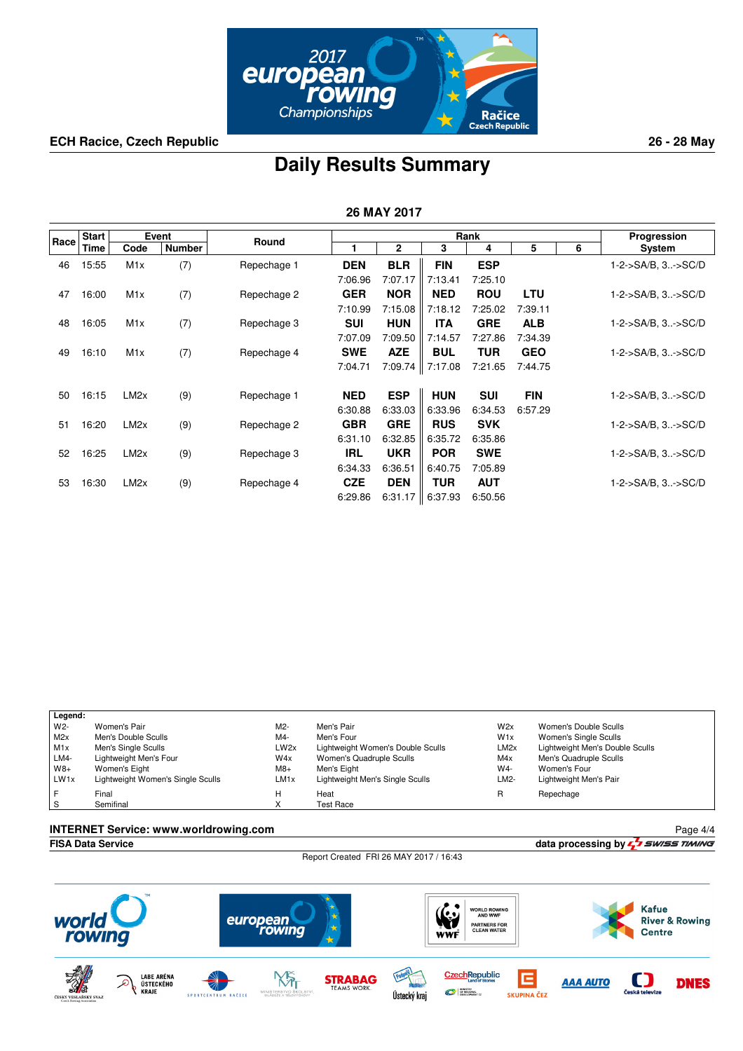ECH Racice, Czech Republic

26 - 28 May

# Daily Results Summary

## 26 MAY 2017

| Race | Start Time | Event Code | Event Number | Round | Rank 1 | Rank 2 | Rank 3 | Rank 4 | Rank 5 | Rank 6 | Progression System |
|---|---|---|---|---|---|---|---|---|---|---|---|
| 46 | 15:55 | M1x | (7) | Repechage 1 | **DEN** 7:06.96 | **BLR** 7:07.17 | **FIN** 7:13.41 | **ESP** 7:25.10 | | | 1-2->SA/B, 3..->SC/D |
| 47 | 16:00 | M1x | (7) | Repechage 2 | **GER** 7:10.99 | **NOR** 7:15.08 | **NED** 7:18.12 | **ROU** 7:25.02 | **LTU** 7:39.11 | | 1-2->SA/B, 3..->SC/D |
| 48 | 16:05 | M1x | (7) | Repechage 3 | **SUI** 7:07.09 | **HUN** 7:09.50 | **ITA** 7:14.57 | **GRE** 7:27.86 | **ALB** 7:34.39 | | 1-2->SA/B, 3..->SC/D |
| 49 | 16:10 | M1x | (7) | Repechage 4 | **SWE** 7:04.71 | **AZE** 7:09.74 | **BUL** 7:17.08 | **TUR** 7:21.65 | **GEO** 7:44.75 | | 1-2->SA/B, 3..->SC/D |
| 50 | 16:15 | LM2x | (9) | Repechage 1 | **NED** 6:30.88 | **ESP** 6:33.03 | **HUN** 6:33.96 | **SUI** 6:34.53 | **FIN** 6:57.29 | | 1-2->SA/B, 3..->SC/D |
| 51 | 16:20 | LM2x | (9) | Repechage 2 | **GBR** 6:31.10 | **GRE** 6:32.85 | **RUS** 6:35.72 | **SVK** 6:35.86 | | | 1-2->SA/B, 3..->SC/D |
| 52 | 16:25 | LM2x | (9) | Repechage 3 | **IRL** 6:34.33 | **UKR** 6:36.51 | **POR** 6:40.75 | **SWE** 7:05.89 | | | 1-2->SA/B, 3..->SC/D |
| 53 | 16:30 | LM2x | (9) | Repechage 4 | **CZE** 6:29.86 | **DEN** 6:31.17 | **TUR** 6:37.93 | **AUT** 6:50.56 | | | 1-2->SA/B, 3..->SC/D |

**Legend:**

| | | | | | |
|---|---|---|---|---|---|
| W2- | Women's Pair | M2- | Men's Pair | W2x | Women's Double Sculls |
| M2x | Men's Double Sculls | M4- | Men's Four | W1x | Women's Single Sculls |
| M1x | Men's Single Sculls | LW2x | Lightweight Women's Double Sculls | LM2x | Lightweight Men's Double Sculls |
| LM4- | Lightweight Men's Four | W4x | Women's Quadruple Sculls | M4x | Men's Quadruple Sculls |
| W8+ | Women's Eight | M8+ | Men's Eight | W4- | Women's Four |
| LW1x | Lightweight Women's Single Sculls | LM1x | Lightweight Men's Single Sculls | LM2- | Lightweight Men's Pair |
| F | Final | H | Heat | R | Repechage |
| S | Semifinal | X | Test Race | | |

**INTERNET Service: www.worldrowing.com**

**FISA Data Service**

**data processing by SWISS TIMING**

Report Created FRI 26 MAY 2017 / 16:43